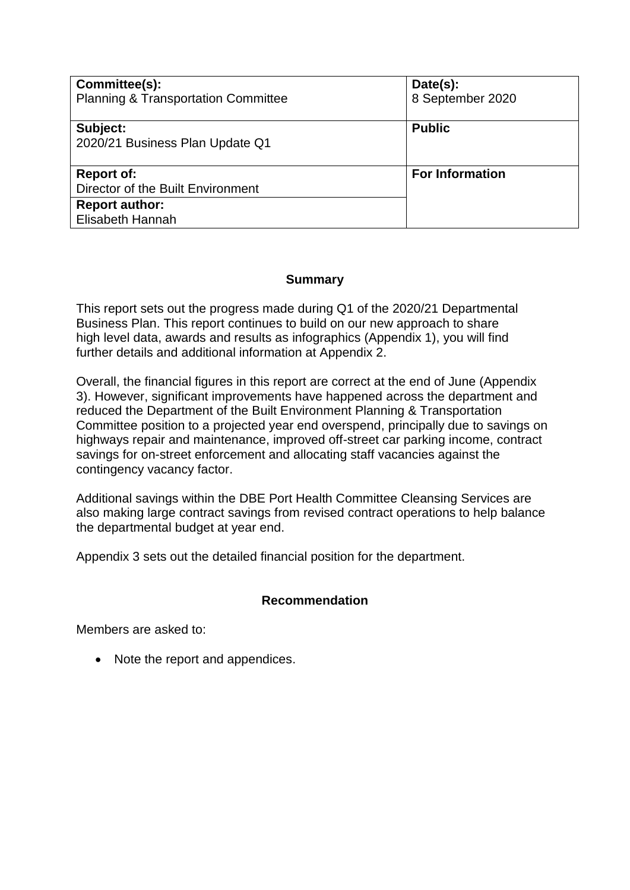| Committee(s): Planning & Transportation Committee | Date(s): 8 September 2020 |
| --- | --- |
| **Subject:** 2020/21 Business Plan Update Q1 | **Public** |
| **Report of:** Director of the Built Environment | **For Information** |
| **Report author:** Elisabeth Hannah | |

## Summary

This report sets out the progress made during Q1 of the 2020/21 Departmental Business Plan. This report continues to build on our new approach to share high level data, awards and results as infographics (Appendix 1), you will find further details and additional information at Appendix 2.

Overall, the financial figures in this report are correct at the end of June (Appendix 3). However, significant improvements have happened across the department and reduced the Department of the Built Environment Planning & Transportation Committee position to a projected year end overspend, principally due to savings on highways repair and maintenance, improved off-street car parking income, contract savings for on-street enforcement and allocating staff vacancies against the contingency vacancy factor.

Additional savings within the DBE Port Health Committee Cleansing Services are also making large contract savings from revised contract operations to help balance the departmental budget at year end.

Appendix 3 sets out the detailed financial position for the department.

## Recommendation

Members are asked to:

- Note the report and appendices.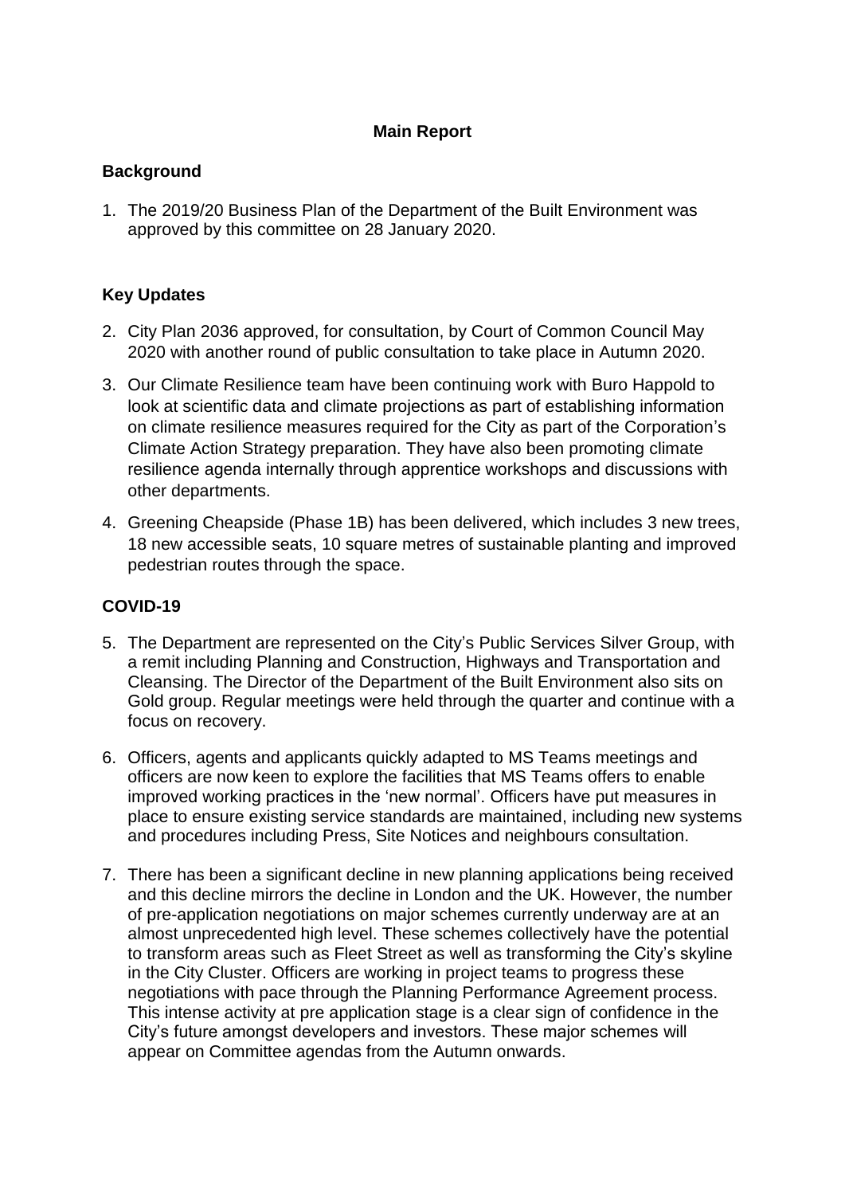## Main Report

### Background

1. The 2019/20 Business Plan of the Department of the Built Environment was approved by this committee on 28 January 2020.

### Key Updates

2. City Plan 2036 approved, for consultation, by Court of Common Council May 2020 with another round of public consultation to take place in Autumn 2020.
3. Our Climate Resilience team have been continuing work with Buro Happold to look at scientific data and climate projections as part of establishing information on climate resilience measures required for the City as part of the Corporation's Climate Action Strategy preparation. They have also been promoting climate resilience agenda internally through apprentice workshops and discussions with other departments.
4. Greening Cheapside (Phase 1B) has been delivered, which includes 3 new trees, 18 new accessible seats, 10 square metres of sustainable planting and improved pedestrian routes through the space.

### COVID-19

5. The Department are represented on the City's Public Services Silver Group, with a remit including Planning and Construction, Highways and Transportation and Cleansing. The Director of the Department of the Built Environment also sits on Gold group. Regular meetings were held through the quarter and continue with a focus on recovery.
6. Officers, agents and applicants quickly adapted to MS Teams meetings and officers are now keen to explore the facilities that MS Teams offers to enable improved working practices in the 'new normal'. Officers have put measures in place to ensure existing service standards are maintained, including new systems and procedures including Press, Site Notices and neighbours consultation.
7. There has been a significant decline in new planning applications being received and this decline mirrors the decline in London and the UK. However, the number of pre-application negotiations on major schemes currently underway are at an almost unprecedented high level. These schemes collectively have the potential to transform areas such as Fleet Street as well as transforming the City's skyline in the City Cluster. Officers are working in project teams to progress these negotiations with pace through the Planning Performance Agreement process. This intense activity at pre application stage is a clear sign of confidence in the City's future amongst developers and investors. These major schemes will appear on Committee agendas from the Autumn onwards.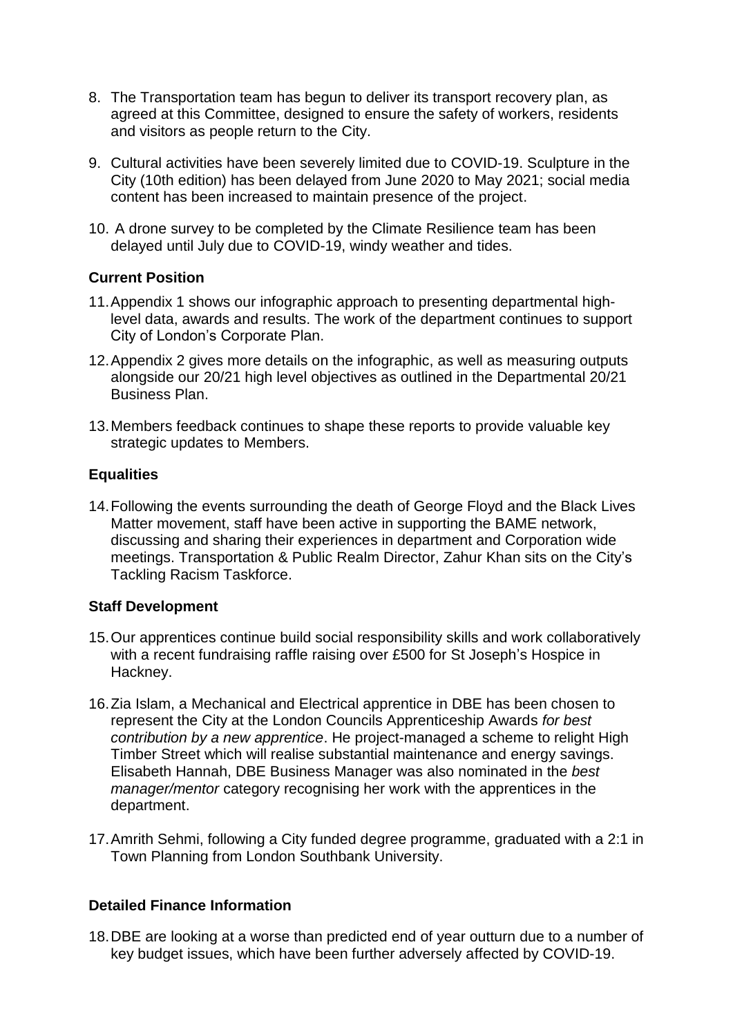8. The Transportation team has begun to deliver its transport recovery plan, as agreed at this Committee, designed to ensure the safety of workers, residents and visitors as people return to the City.

9. Cultural activities have been severely limited due to COVID-19. Sculpture in the City (10th edition) has been delayed from June 2020 to May 2021; social media content has been increased to maintain presence of the project.

10. A drone survey to be completed by the Climate Resilience team has been delayed until July due to COVID-19, windy weather and tides.

**Current Position**

11. Appendix 1 shows our infographic approach to presenting departmental high-level data, awards and results. The work of the department continues to support City of London's Corporate Plan.

12. Appendix 2 gives more details on the infographic, as well as measuring outputs alongside our 20/21 high level objectives as outlined in the Departmental 20/21 Business Plan.

13. Members feedback continues to shape these reports to provide valuable key strategic updates to Members.

**Equalities**

14. Following the events surrounding the death of George Floyd and the Black Lives Matter movement, staff have been active in supporting the BAME network, discussing and sharing their experiences in department and Corporation wide meetings. Transportation & Public Realm Director, Zahur Khan sits on the City's Tackling Racism Taskforce.

**Staff Development**

15. Our apprentices continue build social responsibility skills and work collaboratively with a recent fundraising raffle raising over £500 for St Joseph's Hospice in Hackney.

16. Zia Islam, a Mechanical and Electrical apprentice in DBE has been chosen to represent the City at the London Councils Apprenticeship Awards *for best contribution by a new apprentice*. He project-managed a scheme to relight High Timber Street which will realise substantial maintenance and energy savings. Elisabeth Hannah, DBE Business Manager was also nominated in the *best manager/mentor* category recognising her work with the apprentices in the department.

17. Amrith Sehmi, following a City funded degree programme, graduated with a 2:1 in Town Planning from London Southbank University.

**Detailed Finance Information**

18. DBE are looking at a worse than predicted end of year outturn due to a number of key budget issues, which have been further adversely affected by COVID-19.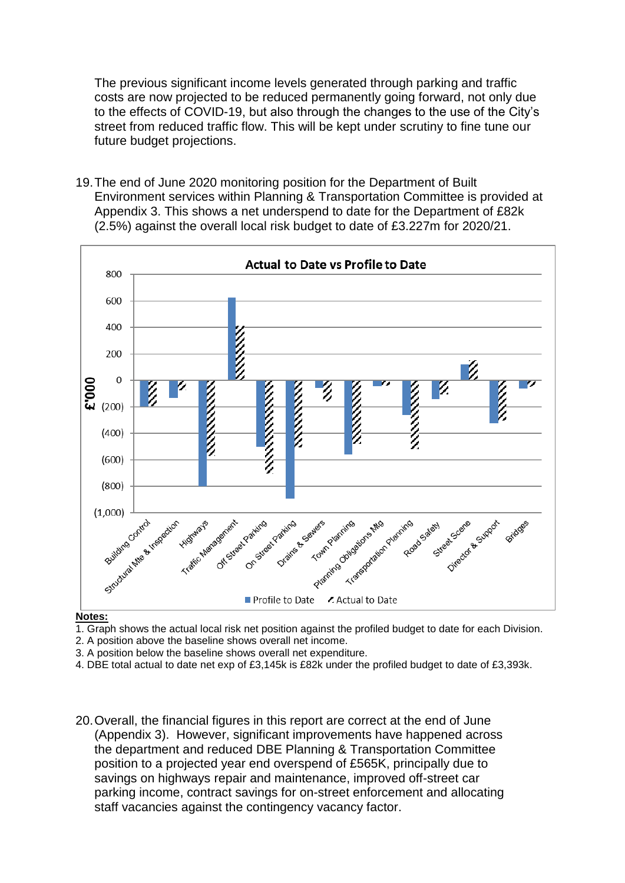The previous significant income levels generated through parking and traffic costs are now projected to be reduced permanently going forward, not only due to the effects of COVID-19, but also through the changes to the use of the City's street from reduced traffic flow. This will be kept under scrutiny to fine tune our future budget projections.

19. The end of June 2020 monitoring position for the Department of Built Environment services within Planning & Transportation Committee is provided at Appendix 3. This shows a net underspend to date for the Department of £82k (2.5%) against the overall local risk budget to date of £3.227m for 2020/21.

**Notes:**

1. Graph shows the actual local risk net position against the profiled budget to date for each Division.
2. A position above the baseline shows overall net income.
3. A position below the baseline shows overall net expenditure.
4. DBE total actual to date net exp of £3,145k is £82k under the profiled budget to date of £3,393k.

20. Overall, the financial figures in this report are correct at the end of June (Appendix 3). However, significant improvements have happened across the department and reduced DBE Planning & Transportation Committee position to a projected year end overspend of £565K, principally due to savings on highways repair and maintenance, improved off-street car parking income, contract savings for on-street enforcement and allocating staff vacancies against the contingency vacancy factor.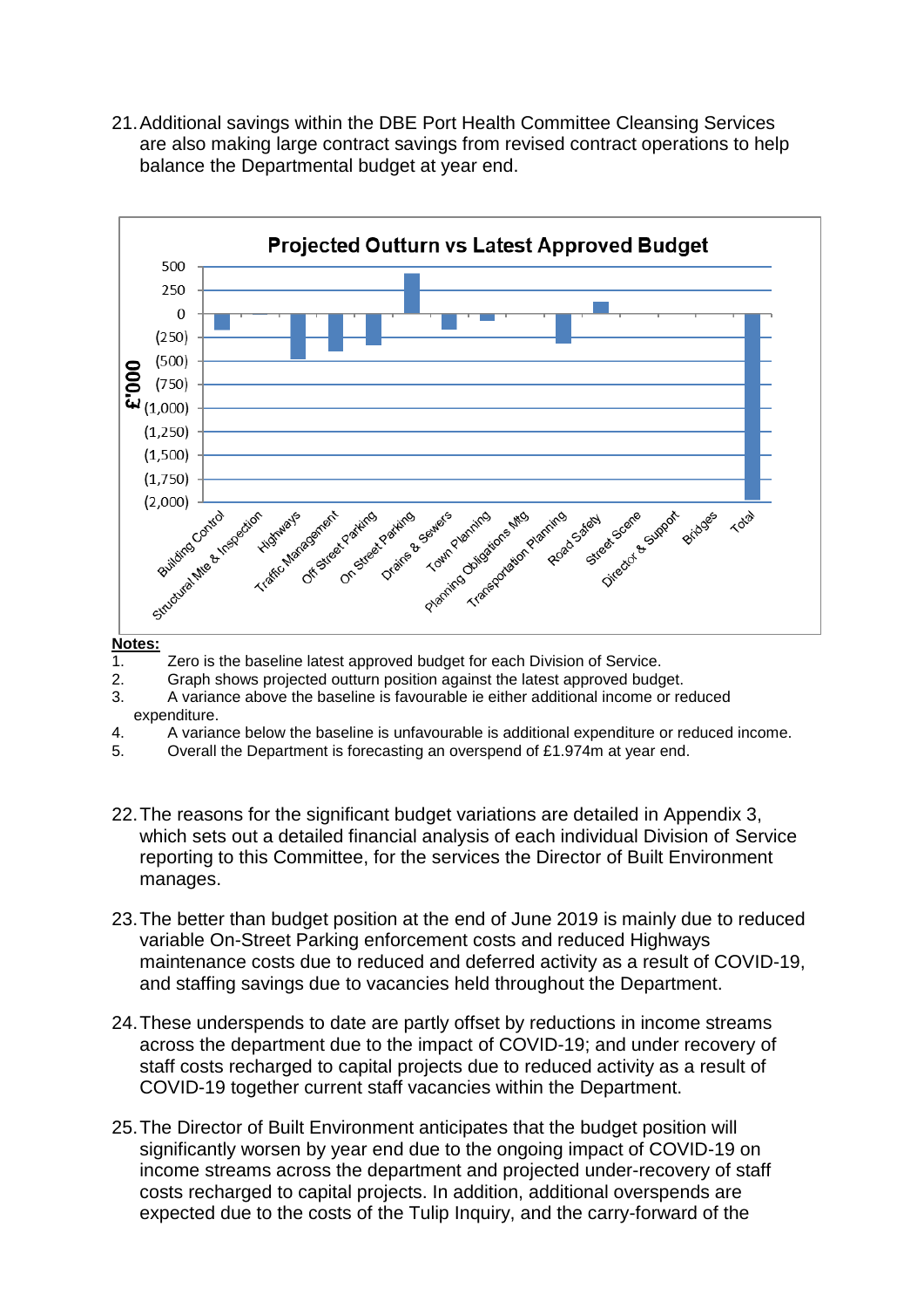21. Additional savings within the DBE Port Health Committee Cleansing Services are also making large contract savings from revised contract operations to help balance the Departmental budget at year end.

**Projected Outturn vs Latest Approved Budget**

**Notes:**

1. Zero is the baseline latest approved budget for each Division of Service.
2. Graph shows projected outturn position against the latest approved budget.
3. A variance above the baseline is favourable ie either additional income or reduced expenditure.
4. A variance below the baseline is unfavourable is additional expenditure or reduced income.
5. Overall the Department is forecasting an overspend of £1.974m at year end.

22. The reasons for the significant budget variations are detailed in Appendix 3, which sets out a detailed financial analysis of each individual Division of Service reporting to this Committee, for the services the Director of Built Environment manages.

23. The better than budget position at the end of June 2019 is mainly due to reduced variable On-Street Parking enforcement costs and reduced Highways maintenance costs due to reduced and deferred activity as a result of COVID-19, and staffing savings due to vacancies held throughout the Department.

24. These underspends to date are partly offset by reductions in income streams across the department due to the impact of COVID-19; and under recovery of staff costs recharged to capital projects due to reduced activity as a result of COVID-19 together current staff vacancies within the Department.

25. The Director of Built Environment anticipates that the budget position will significantly worsen by year end due to the ongoing impact of COVID-19 on income streams across the department and projected under-recovery of staff costs recharged to capital projects. In addition, additional overspends are expected due to the costs of the Tulip Inquiry, and the carry-forward of the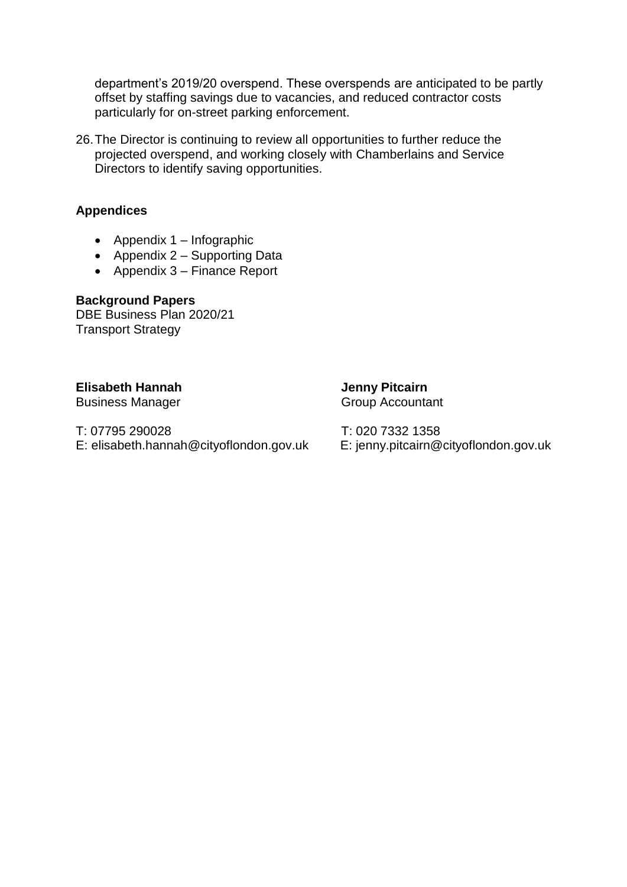department's 2019/20 overspend. These overspends are anticipated to be partly offset by staffing savings due to vacancies, and reduced contractor costs particularly for on-street parking enforcement.

26. The Director is continuing to review all opportunities to further reduce the projected overspend, and working closely with Chamberlains and Service Directors to identify saving opportunities.

**Appendices**

- Appendix 1 – Infographic
- Appendix 2 – Supporting Data
- Appendix 3 – Finance Report

**Background Papers**
DBE Business Plan 2020/21
Transport Strategy

**Elisabeth Hannah**
Business Manager

T: 07795 290028
E: elisabeth.hannah@cityoflondon.gov.uk

**Jenny Pitcairn**
Group Accountant

T: 020 7332 1358
E: jenny.pitcairn@cityoflondon.gov.uk